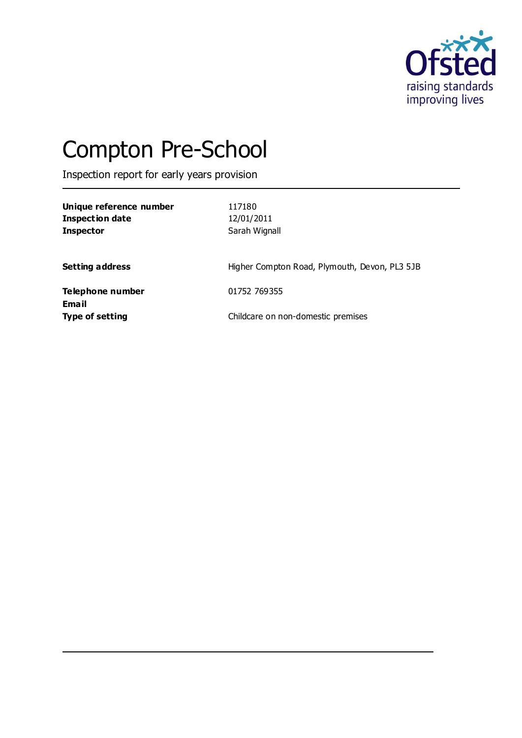# Compton Pre-School

Inspection report for early years provision

| | |
|---|---|
| **Unique reference number** | 117180 |
| **Inspection date** | 12/01/2011 |
| **Inspector** | Sarah Wignall |
| | |
| **Setting address** | Higher Compton Road, Plymouth, Devon, PL3 5JB |
| | |
| **Telephone number** | 01752 769355 |
| **Email** | |
| **Type of setting** | Childcare on non-domestic premises |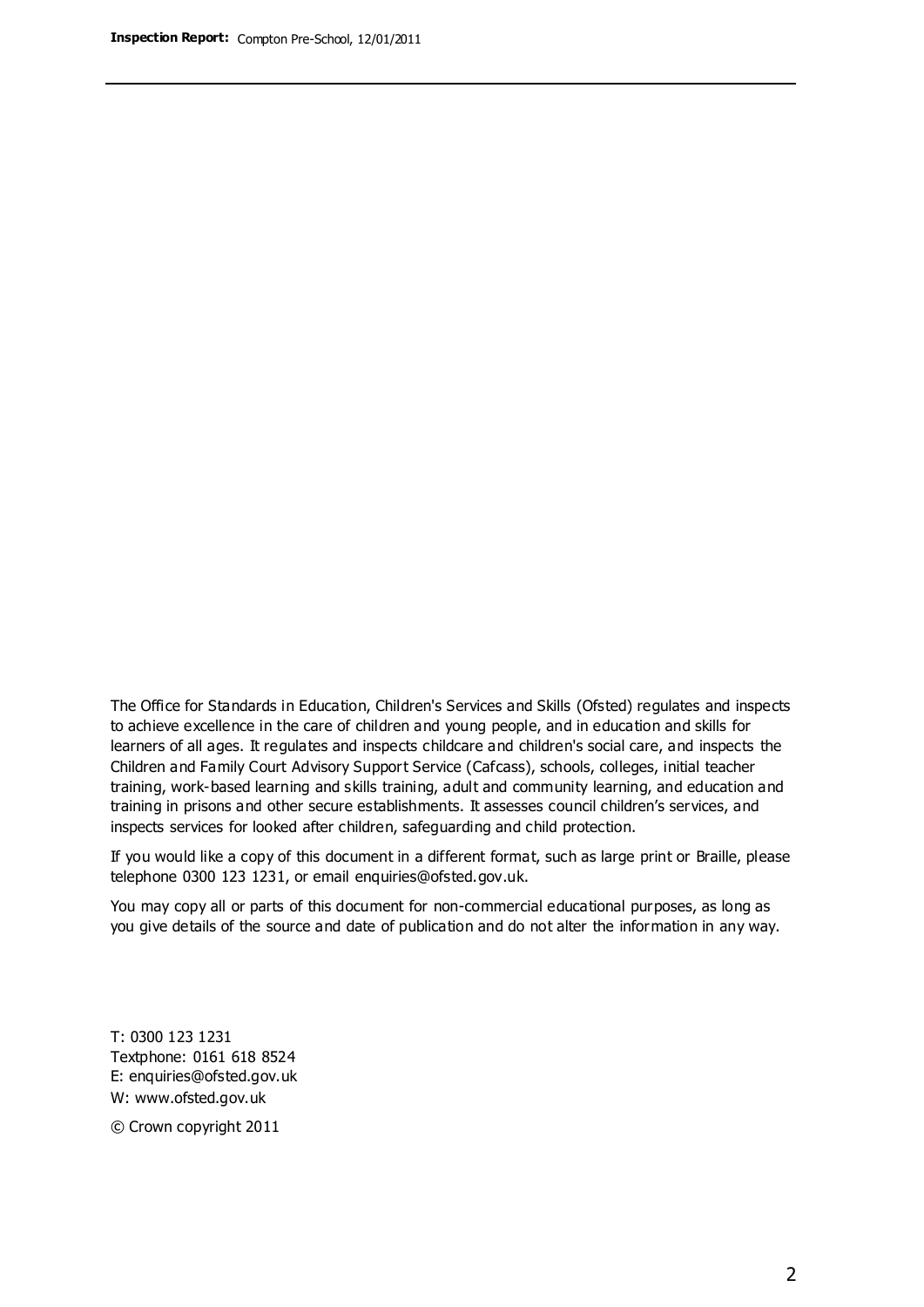The Office for Standards in Education, Children's Services and Skills (Ofsted) regulates and inspects to achieve excellence in the care of children and young people, and in education and skills for learners of all ages. It regulates and inspects childcare and children's social care, and inspects the Children and Family Court Advisory Support Service (Cafcass), schools, colleges, initial teacher training, work-based learning and skills training, adult and community learning, and education and training in prisons and other secure establishments. It assesses council children's services, and inspects services for looked after children, safeguarding and child protection.

If you would like a copy of this document in a different format, such as large print or Braille, please telephone 0300 123 1231, or email enquiries@ofsted.gov.uk.

You may copy all or parts of this document for non-commercial educational purposes, as long as you give details of the source and date of publication and do not alter the information in any way.

T: 0300 123 1231
Textphone: 0161 618 8524
E: enquiries@ofsted.gov.uk
W: www.ofsted.gov.uk

© Crown copyright 2011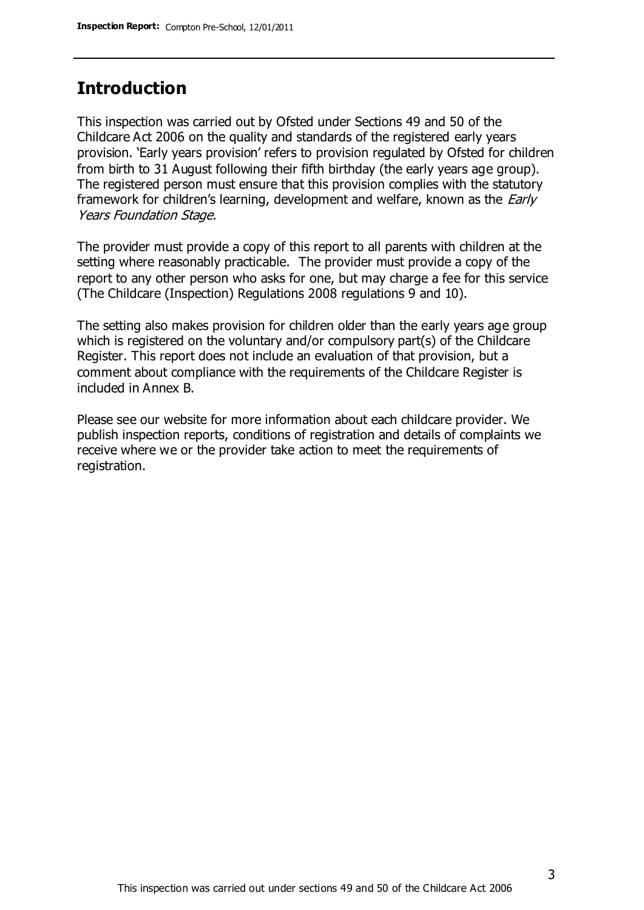## Introduction

This inspection was carried out by Ofsted under Sections 49 and 50 of the Childcare Act 2006 on the quality and standards of the registered early years provision. 'Early years provision' refers to provision regulated by Ofsted for children from birth to 31 August following their fifth birthday (the early years age group). The registered person must ensure that this provision complies with the statutory framework for children's learning, development and welfare, known as the *Early Years Foundation Stage.*

The provider must provide a copy of this report to all parents with children at the setting where reasonably practicable. The provider must provide a copy of the report to any other person who asks for one, but may charge a fee for this service (The Childcare (Inspection) Regulations 2008 regulations 9 and 10).

The setting also makes provision for children older than the early years age group which is registered on the voluntary and/or compulsory part(s) of the Childcare Register. This report does not include an evaluation of that provision, but a comment about compliance with the requirements of the Childcare Register is included in Annex B.

Please see our website for more information about each childcare provider. We publish inspection reports, conditions of registration and details of complaints we receive where we or the provider take action to meet the requirements of registration.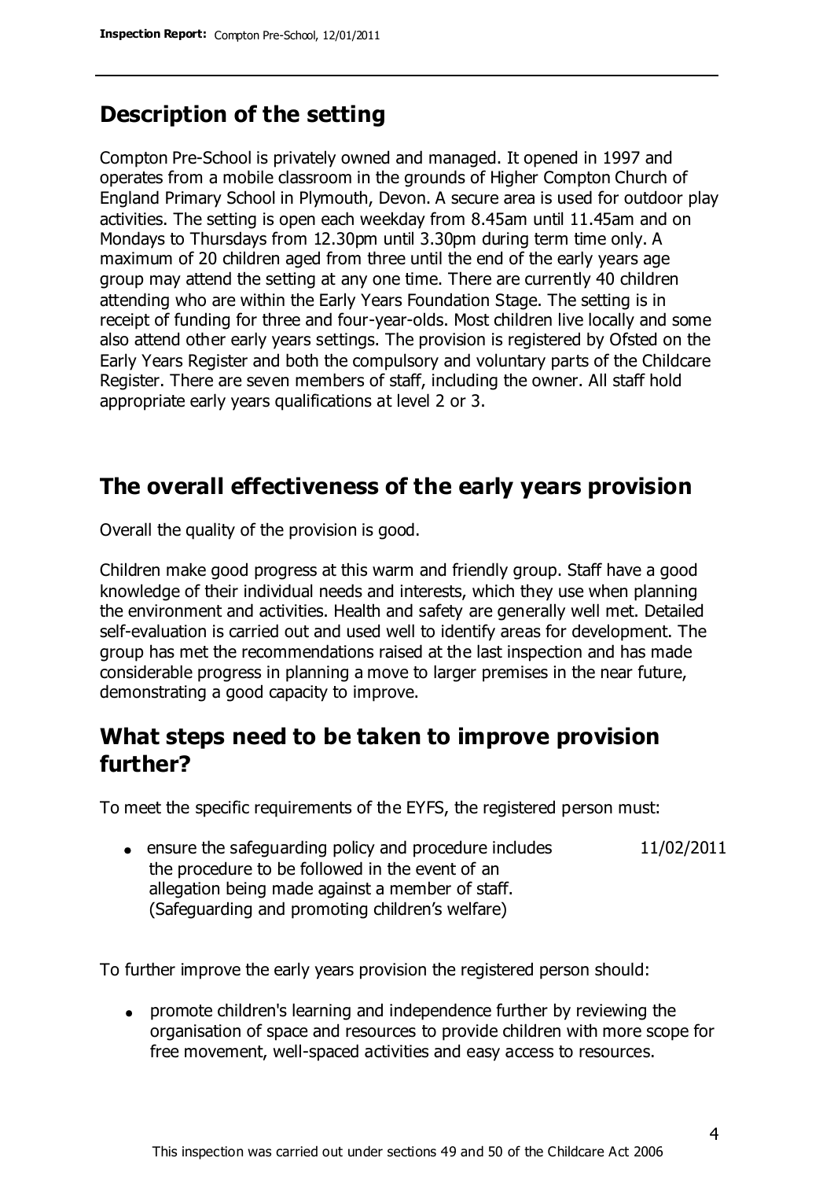## Description of the setting

Compton Pre-School is privately owned and managed. It opened in 1997 and operates from a mobile classroom in the grounds of Higher Compton Church of England Primary School in Plymouth, Devon. A secure area is used for outdoor play activities. The setting is open each weekday from 8.45am until 11.45am and on Mondays to Thursdays from 12.30pm until 3.30pm during term time only. A maximum of 20 children aged from three until the end of the early years age group may attend the setting at any one time. There are currently 40 children attending who are within the Early Years Foundation Stage. The setting is in receipt of funding for three and four-year-olds. Most children live locally and some also attend other early years settings. The provision is registered by Ofsted on the Early Years Register and both the compulsory and voluntary parts of the Childcare Register. There are seven members of staff, including the owner. All staff hold appropriate early years qualifications at level 2 or 3.

## The overall effectiveness of the early years provision

Overall the quality of the provision is good.

Children make good progress at this warm and friendly group. Staff have a good knowledge of their individual needs and interests, which they use when planning the environment and activities. Health and safety are generally well met. Detailed self-evaluation is carried out and used well to identify areas for development. The group has met the recommendations raised at the last inspection and has made considerable progress in planning a move to larger premises in the near future, demonstrating a good capacity to improve.

## What steps need to be taken to improve provision further?

To meet the specific requirements of the EYFS, the registered person must:

| | |
|---|---|
| • ensure the safeguarding policy and procedure includes the procedure to be followed in the event of an allegation being made against a member of staff. (Safeguarding and promoting children's welfare) | 11/02/2011 |

To further improve the early years provision the registered person should:

- promote children's learning and independence further by reviewing the organisation of space and resources to provide children with more scope for free movement, well-spaced activities and easy access to resources.

This inspection was carried out under sections 49 and 50 of the Childcare Act 2006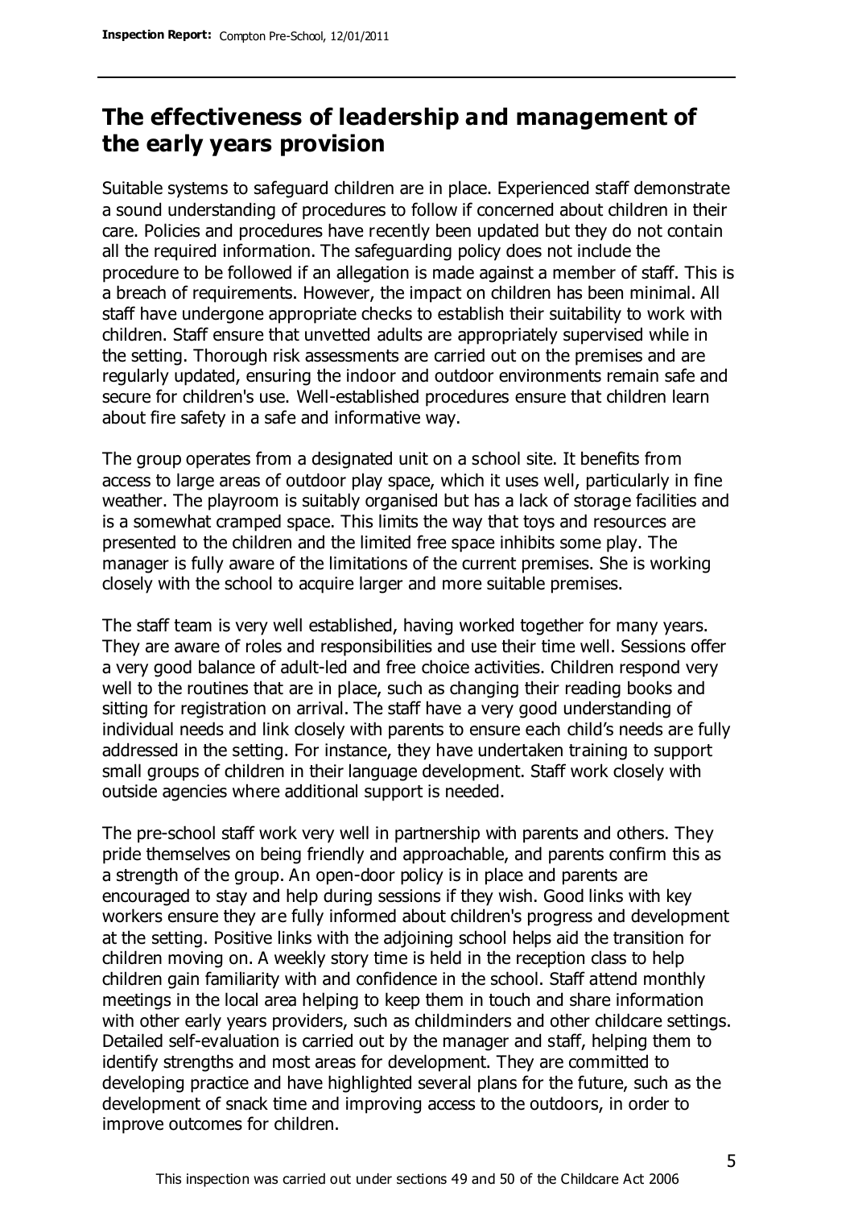## The effectiveness of leadership and management of the early years provision

Suitable systems to safeguard children are in place. Experienced staff demonstrate a sound understanding of procedures to follow if concerned about children in their care. Policies and procedures have recently been updated but they do not contain all the required information. The safeguarding policy does not include the procedure to be followed if an allegation is made against a member of staff. This is a breach of requirements. However, the impact on children has been minimal. All staff have undergone appropriate checks to establish their suitability to work with children. Staff ensure that unvetted adults are appropriately supervised while in the setting. Thorough risk assessments are carried out on the premises and are regularly updated, ensuring the indoor and outdoor environments remain safe and secure for children's use. Well-established procedures ensure that children learn about fire safety in a safe and informative way.

The group operates from a designated unit on a school site. It benefits from access to large areas of outdoor play space, which it uses well, particularly in fine weather. The playroom is suitably organised but has a lack of storage facilities and is a somewhat cramped space. This limits the way that toys and resources are presented to the children and the limited free space inhibits some play. The manager is fully aware of the limitations of the current premises. She is working closely with the school to acquire larger and more suitable premises.

The staff team is very well established, having worked together for many years. They are aware of roles and responsibilities and use their time well. Sessions offer a very good balance of adult-led and free choice activities. Children respond very well to the routines that are in place, such as changing their reading books and sitting for registration on arrival. The staff have a very good understanding of individual needs and link closely with parents to ensure each child's needs are fully addressed in the setting. For instance, they have undertaken training to support small groups of children in their language development. Staff work closely with outside agencies where additional support is needed.

The pre-school staff work very well in partnership with parents and others. They pride themselves on being friendly and approachable, and parents confirm this as a strength of the group. An open-door policy is in place and parents are encouraged to stay and help during sessions if they wish. Good links with key workers ensure they are fully informed about children's progress and development at the setting. Positive links with the adjoining school helps aid the transition for children moving on. A weekly story time is held in the reception class to help children gain familiarity with and confidence in the school. Staff attend monthly meetings in the local area helping to keep them in touch and share information with other early years providers, such as childminders and other childcare settings. Detailed self-evaluation is carried out by the manager and staff, helping them to identify strengths and most areas for development. They are committed to developing practice and have highlighted several plans for the future, such as the development of snack time and improving access to the outdoors, in order to improve outcomes for children.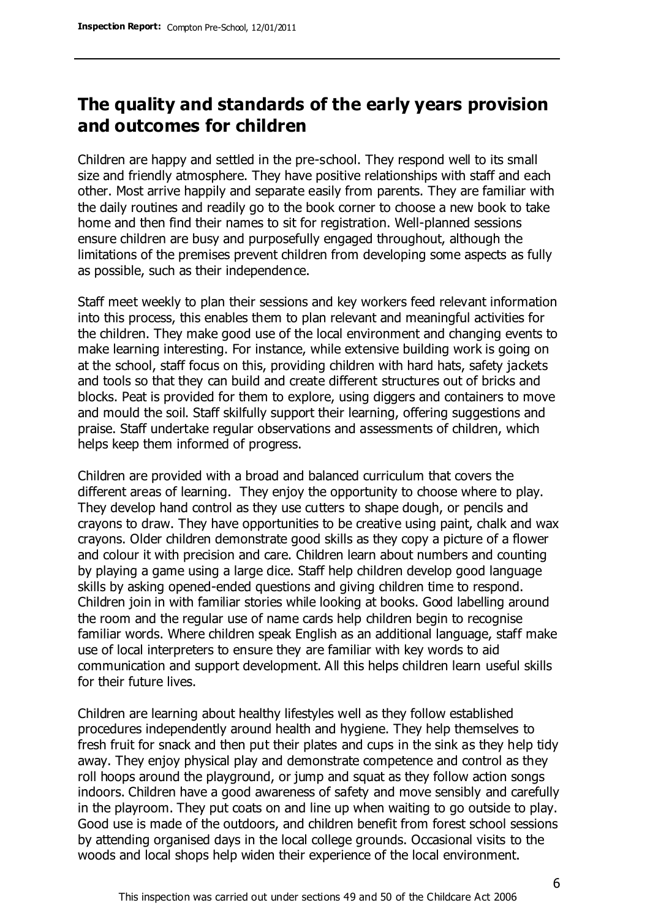## The quality and standards of the early years provision and outcomes for children

Children are happy and settled in the pre-school. They respond well to its small size and friendly atmosphere. They have positive relationships with staff and each other. Most arrive happily and separate easily from parents. They are familiar with the daily routines and readily go to the book corner to choose a new book to take home and then find their names to sit for registration. Well-planned sessions ensure children are busy and purposefully engaged throughout, although the limitations of the premises prevent children from developing some aspects as fully as possible, such as their independence.

Staff meet weekly to plan their sessions and key workers feed relevant information into this process, this enables them to plan relevant and meaningful activities for the children. They make good use of the local environment and changing events to make learning interesting. For instance, while extensive building work is going on at the school, staff focus on this, providing children with hard hats, safety jackets and tools so that they can build and create different structures out of bricks and blocks. Peat is provided for them to explore, using diggers and containers to move and mould the soil. Staff skilfully support their learning, offering suggestions and praise. Staff undertake regular observations and assessments of children, which helps keep them informed of progress.

Children are provided with a broad and balanced curriculum that covers the different areas of learning. They enjoy the opportunity to choose where to play. They develop hand control as they use cutters to shape dough, or pencils and crayons to draw. They have opportunities to be creative using paint, chalk and wax crayons. Older children demonstrate good skills as they copy a picture of a flower and colour it with precision and care. Children learn about numbers and counting by playing a game using a large dice. Staff help children develop good language skills by asking opened-ended questions and giving children time to respond. Children join in with familiar stories while looking at books. Good labelling around the room and the regular use of name cards help children begin to recognise familiar words. Where children speak English as an additional language, staff make use of local interpreters to ensure they are familiar with key words to aid communication and support development. All this helps children learn useful skills for their future lives.

Children are learning about healthy lifestyles well as they follow established procedures independently around health and hygiene. They help themselves to fresh fruit for snack and then put their plates and cups in the sink as they help tidy away. They enjoy physical play and demonstrate competence and control as they roll hoops around the playground, or jump and squat as they follow action songs indoors. Children have a good awareness of safety and move sensibly and carefully in the playroom. They put coats on and line up when waiting to go outside to play. Good use is made of the outdoors, and children benefit from forest school sessions by attending organised days in the local college grounds. Occasional visits to the woods and local shops help widen their experience of the local environment.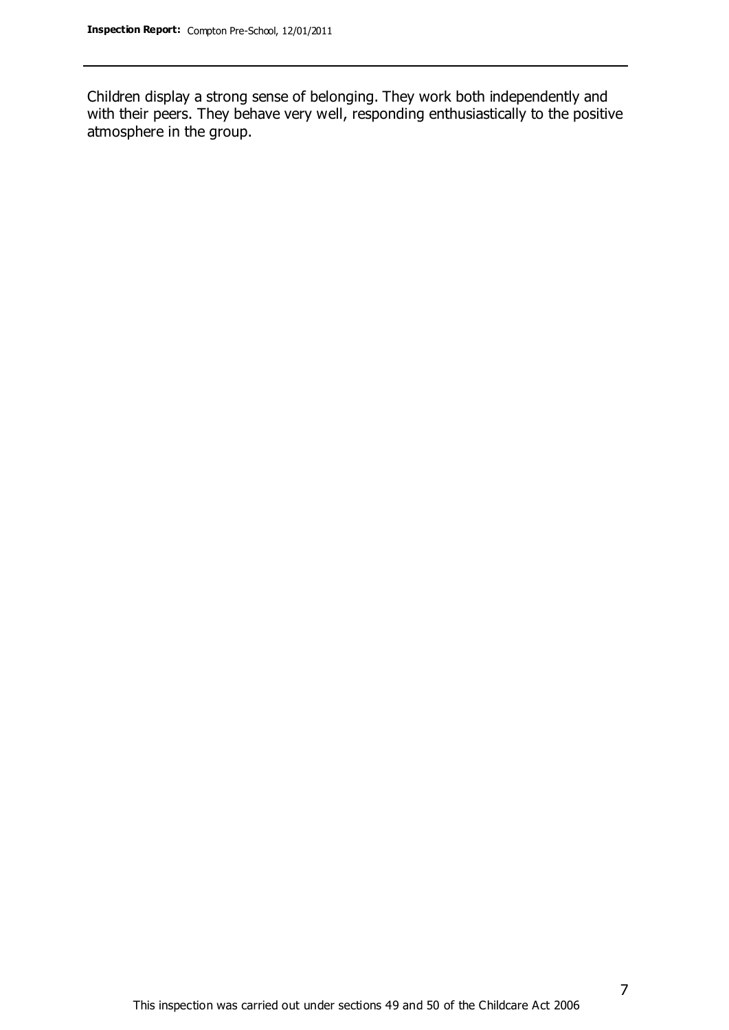Children display a strong sense of belonging. They work both independently and with their peers. They behave very well, responding enthusiastically to the positive atmosphere in the group.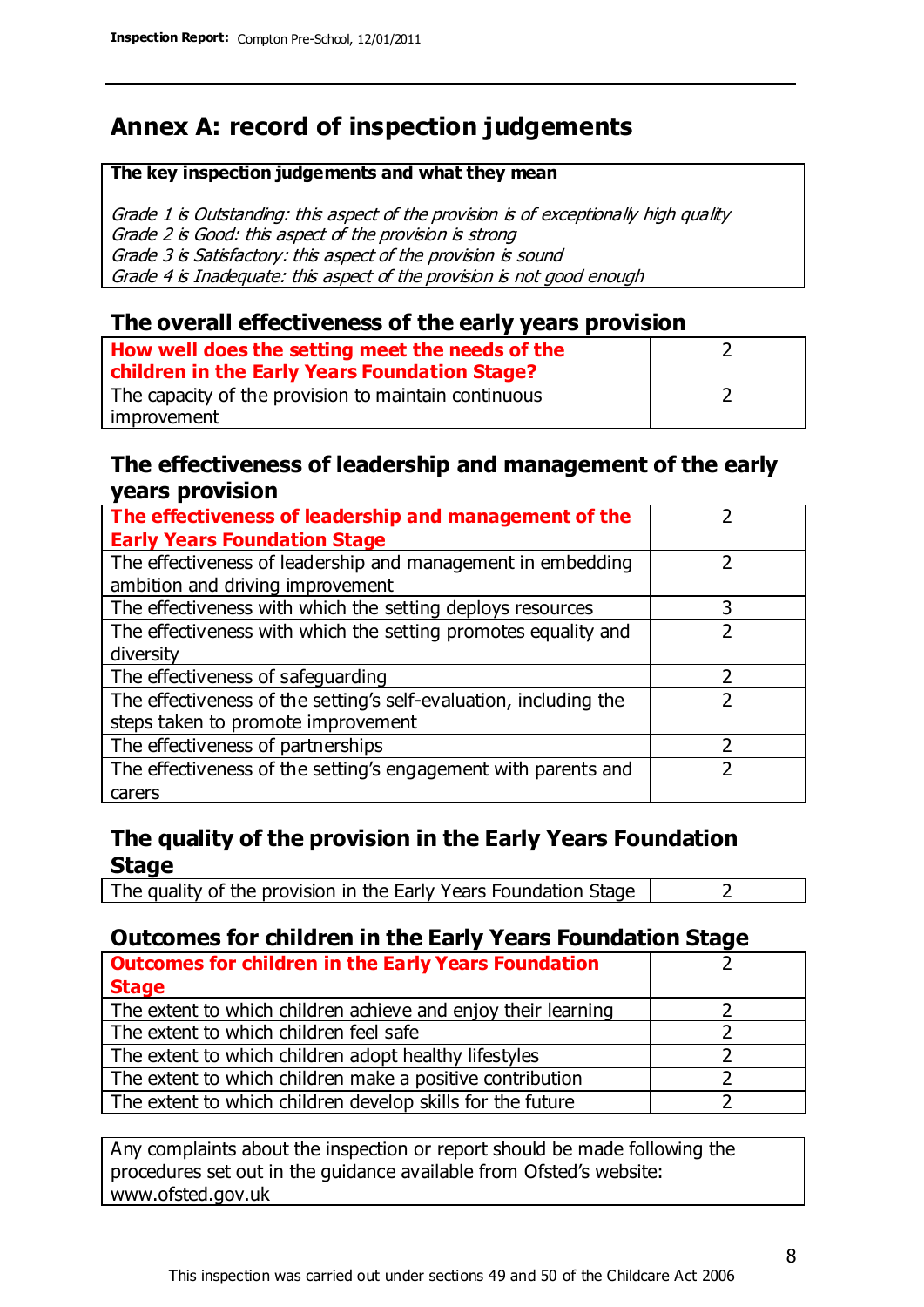## Annex A: record of inspection judgements

| **The key inspection judgements and what they mean** |
|---|
| *Grade 1 is Outstanding: this aspect of the provision is of exceptionally high quality*<br>*Grade 2 is Good: this aspect of the provision is strong*<br>*Grade 3 is Satisfactory: this aspect of the provision is sound*<br>*Grade 4 is Inadequate: this aspect of the provision is not good enough* |

### The overall effectiveness of the early years provision

| | |
|---|---|
| **How well does the setting meet the needs of the children in the Early Years Foundation Stage?** | 2 |
| The capacity of the provision to maintain continuous improvement | 2 |

### The effectiveness of leadership and management of the early years provision

| | |
|---|---|
| **The effectiveness of leadership and management of the Early Years Foundation Stage** | 2 |
| The effectiveness of leadership and management in embedding ambition and driving improvement | 2 |
| The effectiveness with which the setting deploys resources | 3 |
| The effectiveness with which the setting promotes equality and diversity | 2 |
| The effectiveness of safeguarding | 2 |
| The effectiveness of the setting's self-evaluation, including the steps taken to promote improvement | 2 |
| The effectiveness of partnerships | 2 |
| The effectiveness of the setting's engagement with parents and carers | 2 |

### The quality of the provision in the Early Years Foundation Stage

| | |
|---|---|
| The quality of the provision in the Early Years Foundation Stage | 2 |

### Outcomes for children in the Early Years Foundation Stage

| | |
|---|---|
| **Outcomes for children in the Early Years Foundation Stage** | 2 |
| The extent to which children achieve and enjoy their learning | 2 |
| The extent to which children feel safe | 2 |
| The extent to which children adopt healthy lifestyles | 2 |
| The extent to which children make a positive contribution | 2 |
| The extent to which children develop skills for the future | 2 |

Any complaints about the inspection or report should be made following the procedures set out in the guidance available from Ofsted's website: www.ofsted.gov.uk

This inspection was carried out under sections 49 and 50 of the Childcare Act 2006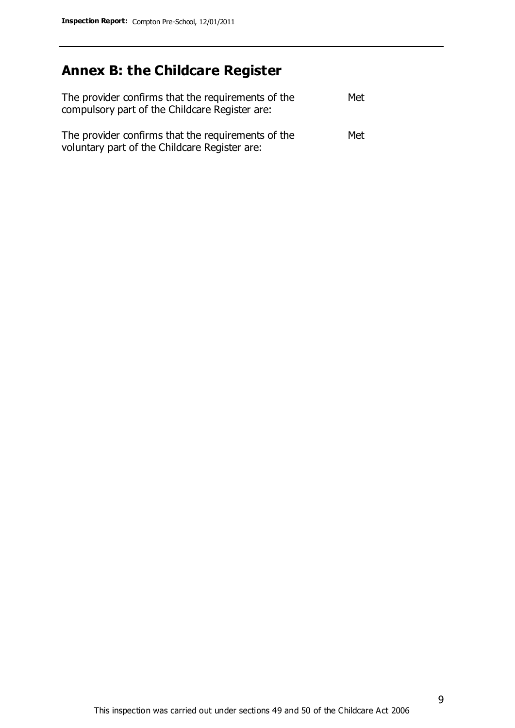# Annex B: the Childcare Register

| | |
|---|---|
| The provider confirms that the requirements of the compulsory part of the Childcare Register are: | Met |
| The provider confirms that the requirements of the voluntary part of the Childcare Register are: | Met |

This inspection was carried out under sections 49 and 50 of the Childcare Act 2006